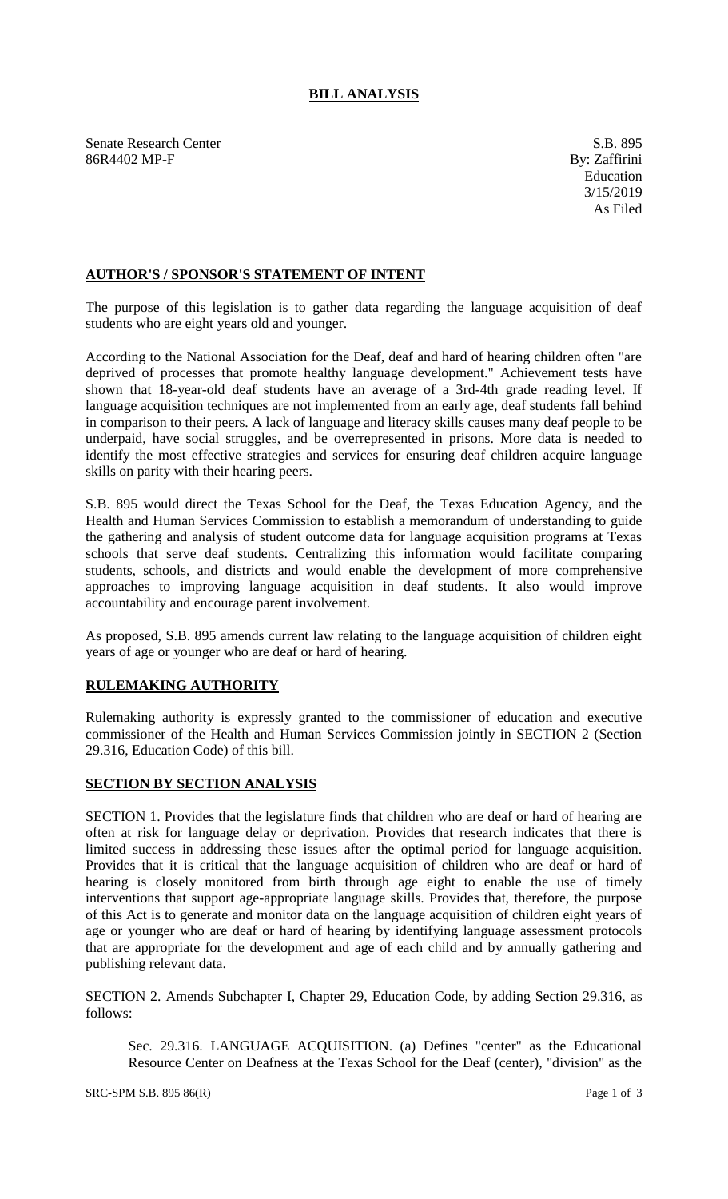# BILL ANALYSIS

Senate Research Center
86R4402 MP-F

S.B. 895
By: Zaffirini
Education
3/15/2019
As Filed

## AUTHOR'S / SPONSOR'S STATEMENT OF INTENT

The purpose of this legislation is to gather data regarding the language acquisition of deaf students who are eight years old and younger.

According to the National Association for the Deaf, deaf and hard of hearing children often "are deprived of processes that promote healthy language development." Achievement tests have shown that 18-year-old deaf students have an average of a 3rd-4th grade reading level. If language acquisition techniques are not implemented from an early age, deaf students fall behind in comparison to their peers. A lack of language and literacy skills causes many deaf people to be underpaid, have social struggles, and be overrepresented in prisons. More data is needed to identify the most effective strategies and services for ensuring deaf children acquire language skills on parity with their hearing peers.

S.B. 895 would direct the Texas School for the Deaf, the Texas Education Agency, and the Health and Human Services Commission to establish a memorandum of understanding to guide the gathering and analysis of student outcome data for language acquisition programs at Texas schools that serve deaf students. Centralizing this information would facilitate comparing students, schools, and districts and would enable the development of more comprehensive approaches to improving language acquisition in deaf students. It also would improve accountability and encourage parent involvement.

As proposed, S.B. 895 amends current law relating to the language acquisition of children eight years of age or younger who are deaf or hard of hearing.

## RULEMAKING AUTHORITY

Rulemaking authority is expressly granted to the commissioner of education and executive commissioner of the Health and Human Services Commission jointly in SECTION 2 (Section 29.316, Education Code) of this bill.

## SECTION BY SECTION ANALYSIS

SECTION 1. Provides that the legislature finds that children who are deaf or hard of hearing are often at risk for language delay or deprivation. Provides that research indicates that there is limited success in addressing these issues after the optimal period for language acquisition. Provides that it is critical that the language acquisition of children who are deaf or hard of hearing is closely monitored from birth through age eight to enable the use of timely interventions that support age-appropriate language skills. Provides that, therefore, the purpose of this Act is to generate and monitor data on the language acquisition of children eight years of age or younger who are deaf or hard of hearing by identifying language assessment protocols that are appropriate for the development and age of each child and by annually gathering and publishing relevant data.

SECTION 2. Amends Subchapter I, Chapter 29, Education Code, by adding Section 29.316, as follows:

Sec. 29.316. LANGUAGE ACQUISITION. (a) Defines "center" as the Educational Resource Center on Deafness at the Texas School for the Deaf (center), "division" as the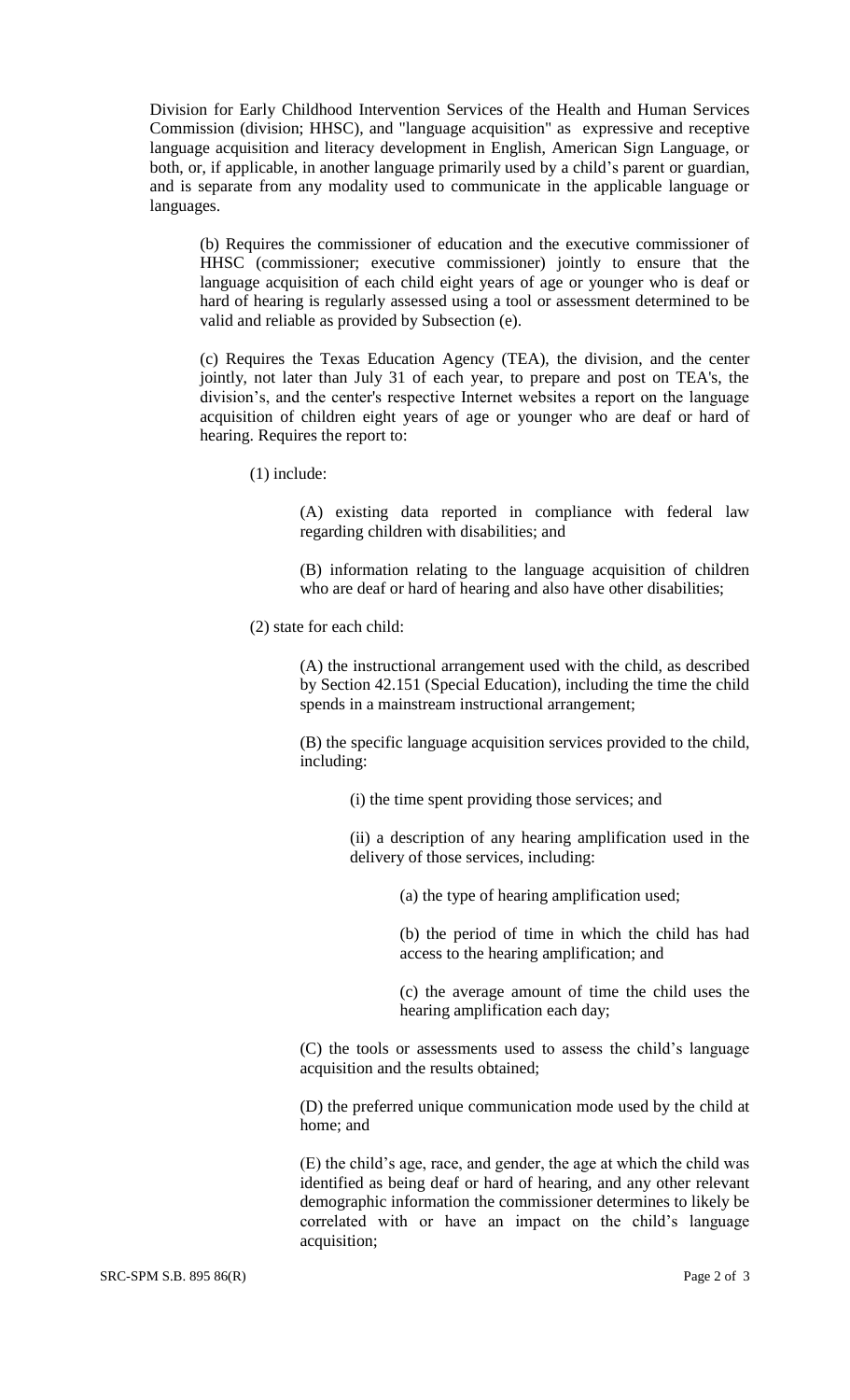Division for Early Childhood Intervention Services of the Health and Human Services Commission (division; HHSC), and "language acquisition" as expressive and receptive language acquisition and literacy development in English, American Sign Language, or both, or, if applicable, in another language primarily used by a child's parent or guardian, and is separate from any modality used to communicate in the applicable language or languages.

(b) Requires the commissioner of education and the executive commissioner of HHSC (commissioner; executive commissioner) jointly to ensure that the language acquisition of each child eight years of age or younger who is deaf or hard of hearing is regularly assessed using a tool or assessment determined to be valid and reliable as provided by Subsection (e).

(c) Requires the Texas Education Agency (TEA), the division, and the center jointly, not later than July 31 of each year, to prepare and post on TEA's, the division's, and the center's respective Internet websites a report on the language acquisition of children eight years of age or younger who are deaf or hard of hearing. Requires the report to:

(1) include:

(A) existing data reported in compliance with federal law regarding children with disabilities; and

(B) information relating to the language acquisition of children who are deaf or hard of hearing and also have other disabilities;

(2) state for each child:

(A) the instructional arrangement used with the child, as described by Section 42.151 (Special Education), including the time the child spends in a mainstream instructional arrangement;

(B) the specific language acquisition services provided to the child, including:

(i) the time spent providing those services; and

(ii) a description of any hearing amplification used in the delivery of those services, including:

(a) the type of hearing amplification used;

(b) the period of time in which the child has had access to the hearing amplification; and

(c) the average amount of time the child uses the hearing amplification each day;

(C) the tools or assessments used to assess the child's language acquisition and the results obtained;

(D) the preferred unique communication mode used by the child at home; and

(E) the child's age, race, and gender, the age at which the child was identified as being deaf or hard of hearing, and any other relevant demographic information the commissioner determines to likely be correlated with or have an impact on the child's language acquisition;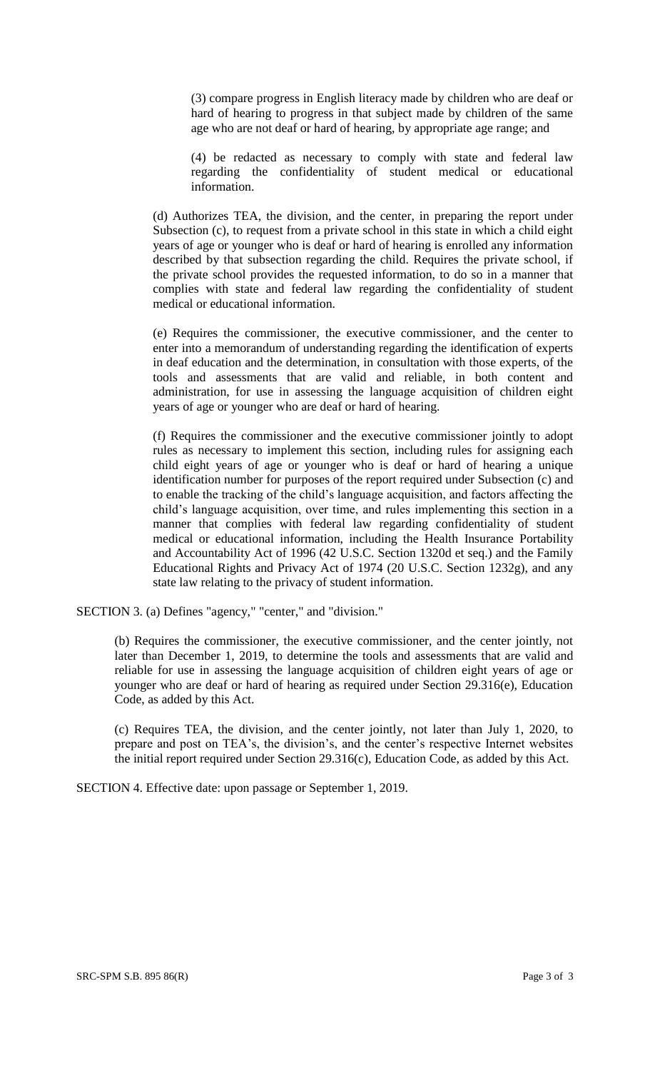(3) compare progress in English literacy made by children who are deaf or hard of hearing to progress in that subject made by children of the same age who are not deaf or hard of hearing, by appropriate age range; and

(4) be redacted as necessary to comply with state and federal law regarding the confidentiality of student medical or educational information.

(d) Authorizes TEA, the division, and the center, in preparing the report under Subsection (c), to request from a private school in this state in which a child eight years of age or younger who is deaf or hard of hearing is enrolled any information described by that subsection regarding the child. Requires the private school, if the private school provides the requested information, to do so in a manner that complies with state and federal law regarding the confidentiality of student medical or educational information.

(e) Requires the commissioner, the executive commissioner, and the center to enter into a memorandum of understanding regarding the identification of experts in deaf education and the determination, in consultation with those experts, of the tools and assessments that are valid and reliable, in both content and administration, for use in assessing the language acquisition of children eight years of age or younger who are deaf or hard of hearing.

(f) Requires the commissioner and the executive commissioner jointly to adopt rules as necessary to implement this section, including rules for assigning each child eight years of age or younger who is deaf or hard of hearing a unique identification number for purposes of the report required under Subsection (c) and to enable the tracking of the child's language acquisition, and factors affecting the child's language acquisition, over time, and rules implementing this section in a manner that complies with federal law regarding confidentiality of student medical or educational information, including the Health Insurance Portability and Accountability Act of 1996 (42 U.S.C. Section 1320d et seq.) and the Family Educational Rights and Privacy Act of 1974 (20 U.S.C. Section 1232g), and any state law relating to the privacy of student information.

SECTION 3. (a) Defines "agency," "center," and "division."

(b) Requires the commissioner, the executive commissioner, and the center jointly, not later than December 1, 2019, to determine the tools and assessments that are valid and reliable for use in assessing the language acquisition of children eight years of age or younger who are deaf or hard of hearing as required under Section 29.316(e), Education Code, as added by this Act.

(c) Requires TEA, the division, and the center jointly, not later than July 1, 2020, to prepare and post on TEA's, the division's, and the center's respective Internet websites the initial report required under Section 29.316(c), Education Code, as added by this Act.

SECTION 4. Effective date: upon passage or September 1, 2019.